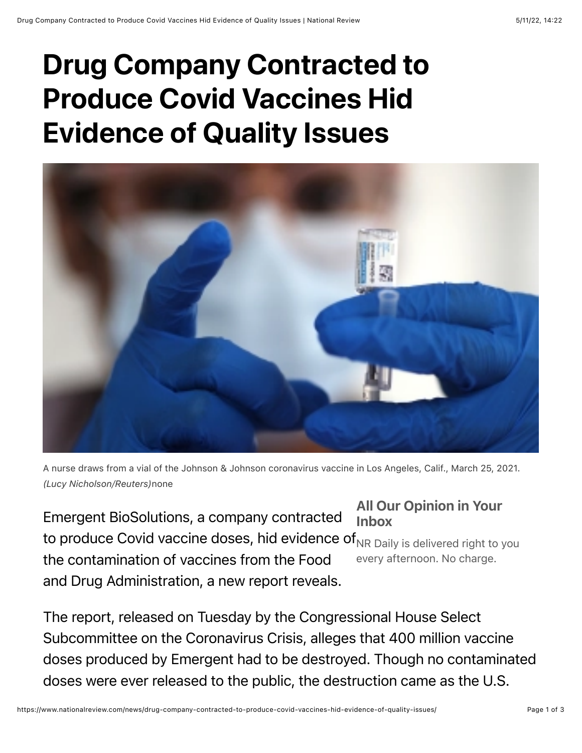# Drug Company Contracted to Produce Covid Vaccines Hid Evidence of Quality Issues

A nurse draws from a vial of the Johnson & Johnson coronavirus vaccine in Los Angeles, Calif., March 25, 2021. *(Lucy Nicholson/Reuters)*none

Emergent BioSolutions, a company contracted to produce Covid vaccine doses, hid evidence of the contamination of vaccines from the Food and Drug Administration, a new report reveals.

**All Our Opinion in Your Inbox**

NR Daily is delivered right to you every afternoon. No charge.

The report, released on Tuesday by the Congressional House Select Subcommittee on the Coronavirus Crisis, alleges that 400 million vaccine doses produced by Emergent had to be destroyed. Though no contaminated doses were ever released to the public, the destruction came as the U.S.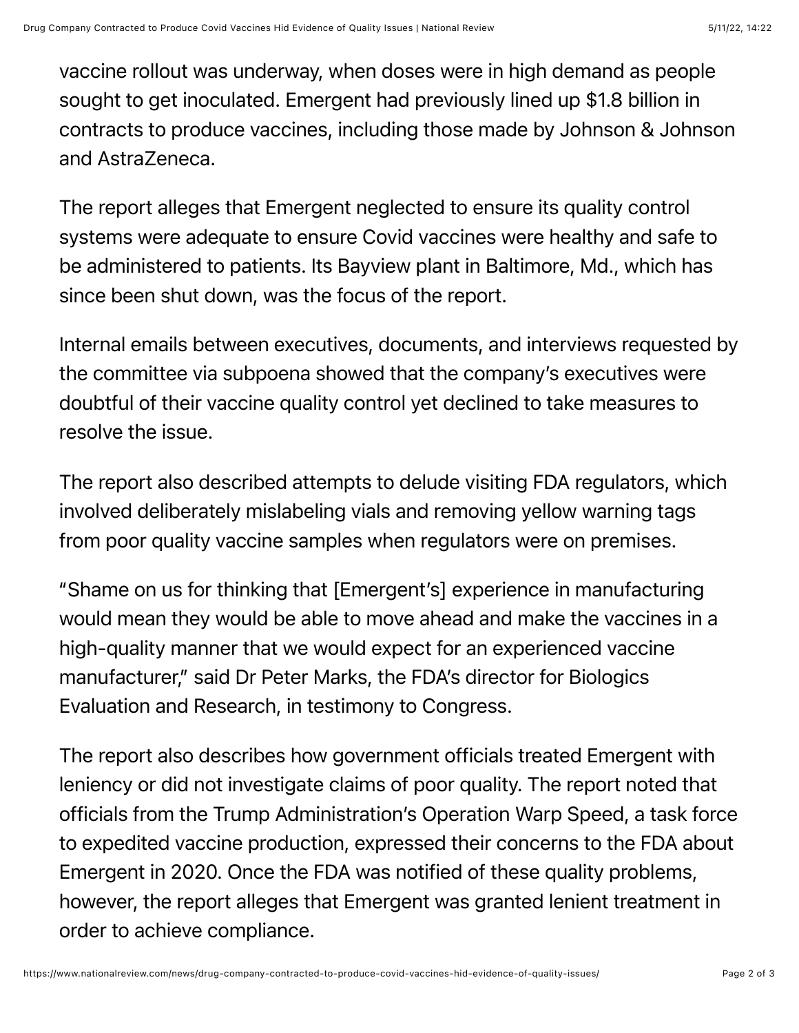vaccine rollout was underway, when doses were in high demand as people sought to get inoculated. Emergent had previously lined up $1.8 billion in contracts to produce vaccines, including those made by Johnson & Johnson and AstraZeneca.

The report alleges that Emergent neglected to ensure its quality control systems were adequate to ensure Covid vaccines were healthy and safe to be administered to patients. Its Bayview plant in Baltimore, Md., which has since been shut down, was the focus of the report.

Internal emails between executives, documents, and interviews requested by the committee via subpoena showed that the company's executives were doubtful of their vaccine quality control yet declined to take measures to resolve the issue.

The report also described attempts to delude visiting FDA regulators, which involved deliberately mislabeling vials and removing yellow warning tags from poor quality vaccine samples when regulators were on premises.

"Shame on us for thinking that [Emergent's] experience in manufacturing would mean they would be able to move ahead and make the vaccines in a high-quality manner that we would expect for an experienced vaccine manufacturer," said Dr Peter Marks, the FDA's director for Biologics Evaluation and Research, in testimony to Congress.

The report also describes how government officials treated Emergent with leniency or did not investigate claims of poor quality. The report noted that officials from the Trump Administration's Operation Warp Speed, a task force to expedited vaccine production, expressed their concerns to the FDA about Emergent in 2020. Once the FDA was notified of these quality problems, however, the report alleges that Emergent was granted lenient treatment in order to achieve compliance.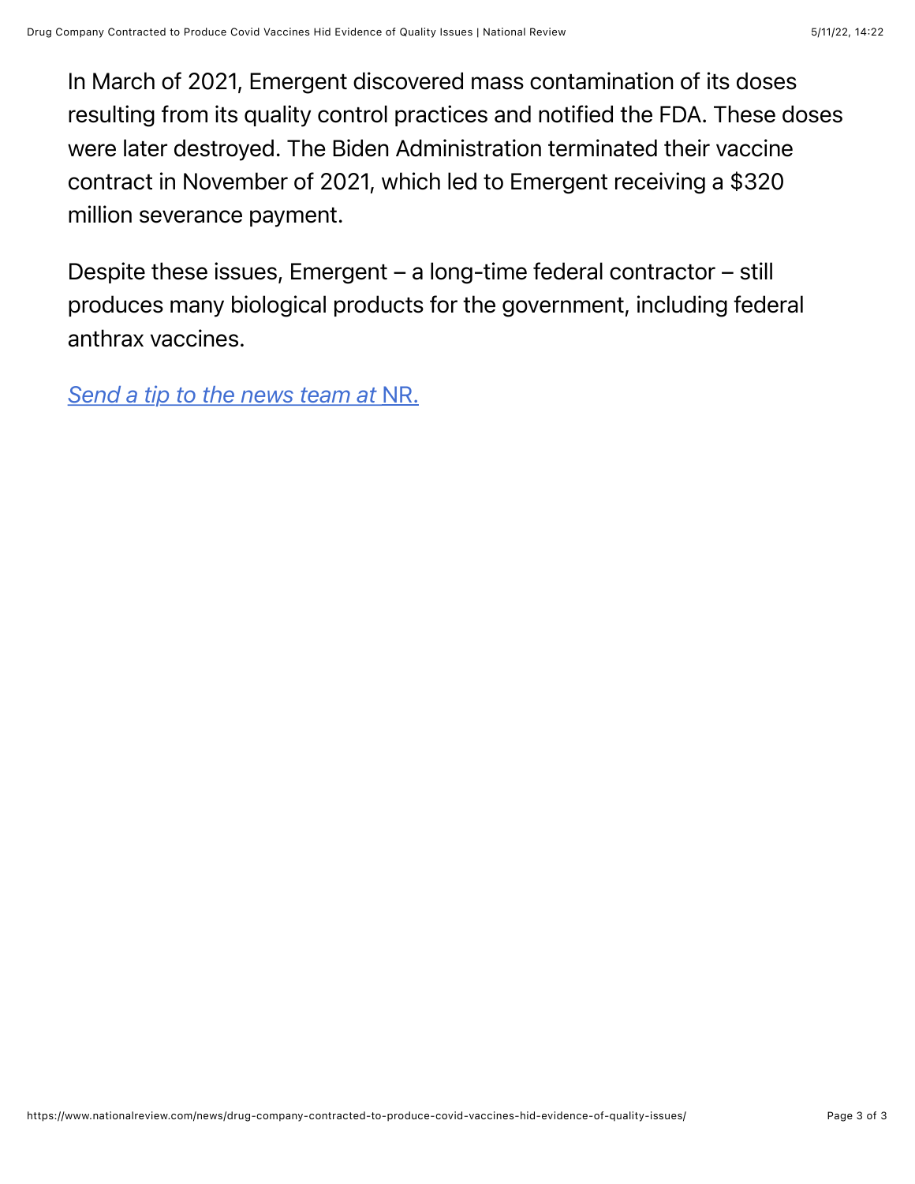In March of 2021, Emergent discovered mass contamination of its doses resulting from its quality control practices and notified the FDA. These doses were later destroyed. The Biden Administration terminated their vaccine contract in November of 2021, which led to Emergent receiving a $320 million severance payment.

Despite these issues, Emergent – a long-time federal contractor – still produces many biological products for the government, including federal anthrax vaccines.

*Send a tip to the news team at* NR.